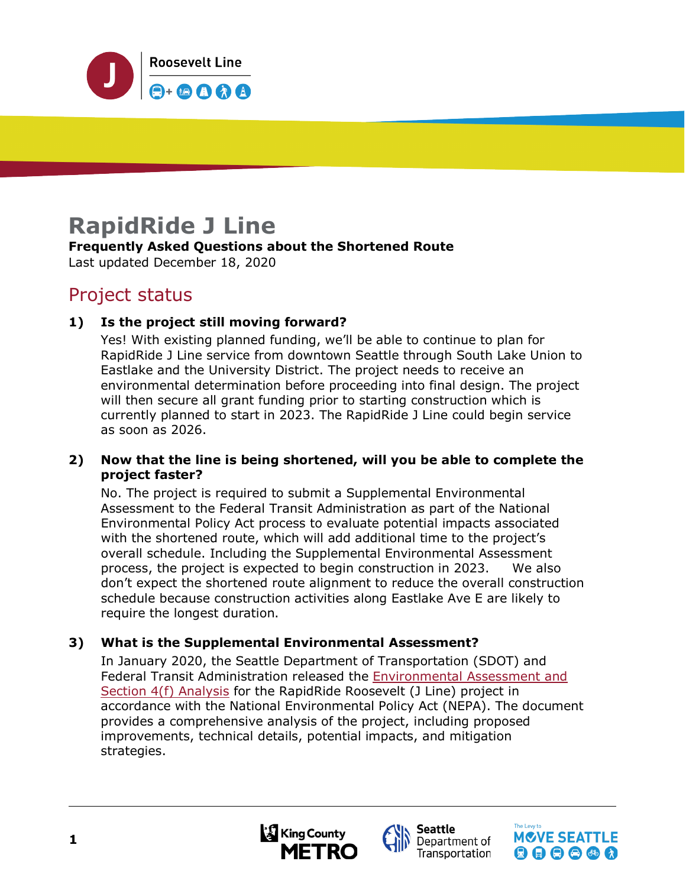# RapidRide J Line

**Frequently Asked Questions about the Shortened Route**

Last updated December 18, 2020

## Project status

**1) Is the project still moving forward?**

Yes! With existing planned funding, we'll be able to continue to plan for RapidRide J Line service from downtown Seattle through South Lake Union to Eastlake and the University District. The project needs to receive an environmental determination before proceeding into final design. The project will then secure all grant funding prior to starting construction which is currently planned to start in 2023. The RapidRide J Line could begin service as soon as 2026.

**2) Now that the line is being shortened, will you be able to complete the project faster?**

No. The project is required to submit a Supplemental Environmental Assessment to the Federal Transit Administration as part of the National Environmental Policy Act process to evaluate potential impacts associated with the shortened route, which will add additional time to the project's overall schedule. Including the Supplemental Environmental Assessment process, the project is expected to begin construction in 2023. We also don't expect the shortened route alignment to reduce the overall construction schedule because construction activities along Eastlake Ave E are likely to require the longest duration.

**3) What is the Supplemental Environmental Assessment?**

In January 2020, the Seattle Department of Transportation (SDOT) and Federal Transit Administration released the Environmental Assessment and Section 4(f) Analysis for the RapidRide Roosevelt (J Line) project in accordance with the National Environmental Policy Act (NEPA). The document provides a comprehensive analysis of the project, including proposed improvements, technical details, potential impacts, and mitigation strategies.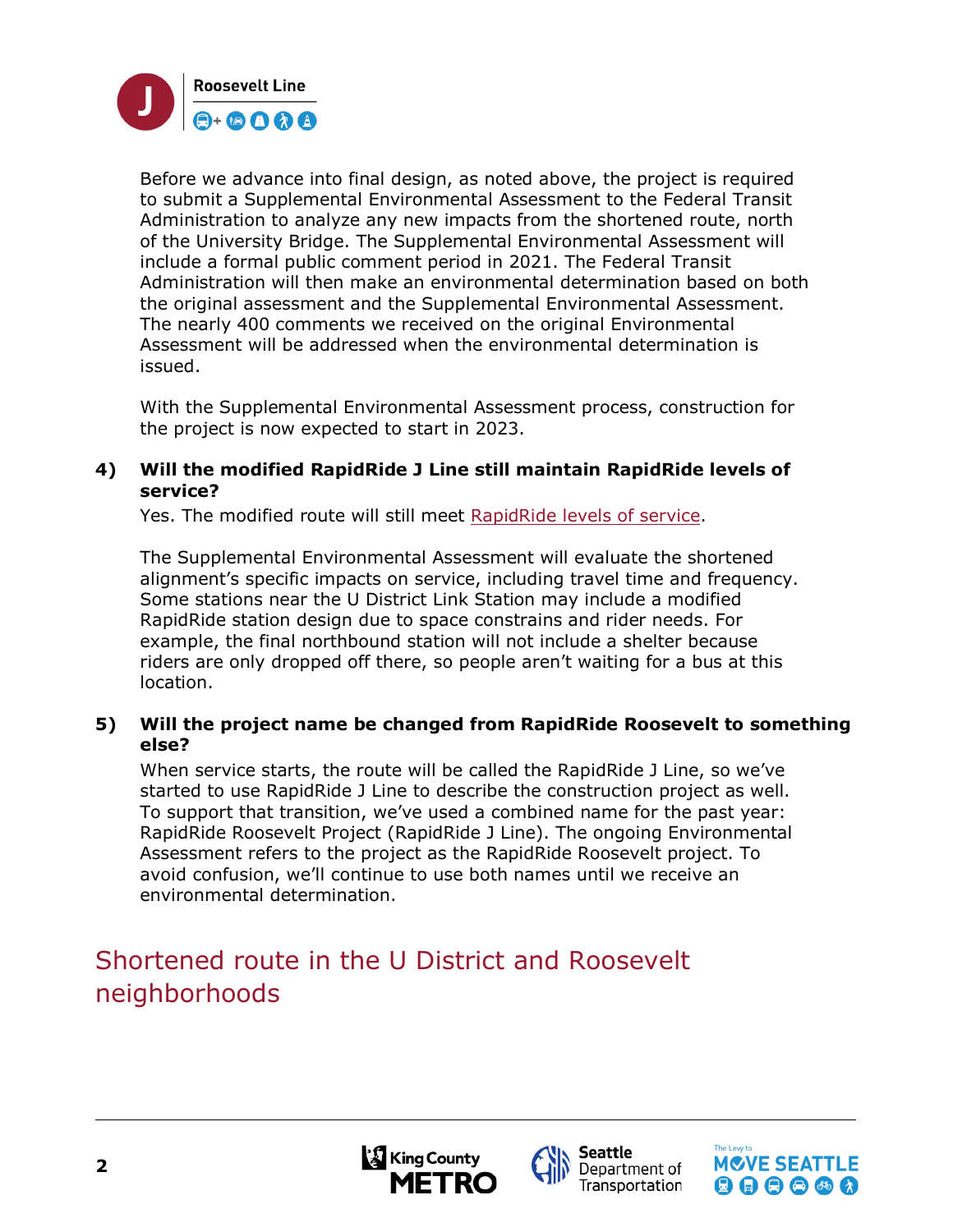Before we advance into final design, as noted above, the project is required to submit a Supplemental Environmental Assessment to the Federal Transit Administration to analyze any new impacts from the shortened route, north of the University Bridge. The Supplemental Environmental Assessment will include a formal public comment period in 2021. The Federal Transit Administration will then make an environmental determination based on both the original assessment and the Supplemental Environmental Assessment. The nearly 400 comments we received on the original Environmental Assessment will be addressed when the environmental determination is issued.

With the Supplemental Environmental Assessment process, construction for the project is now expected to start in 2023.

**4) Will the modified RapidRide J Line still maintain RapidRide levels of service?**

Yes. The modified route will still meet RapidRide levels of service.

The Supplemental Environmental Assessment will evaluate the shortened alignment's specific impacts on service, including travel time and frequency. Some stations near the U District Link Station may include a modified RapidRide station design due to space constrains and rider needs. For example, the final northbound station will not include a shelter because riders are only dropped off there, so people aren't waiting for a bus at this location.

**5) Will the project name be changed from RapidRide Roosevelt to something else?**

When service starts, the route will be called the RapidRide J Line, so we've started to use RapidRide J Line to describe the construction project as well. To support that transition, we've used a combined name for the past year: RapidRide Roosevelt Project (RapidRide J Line). The ongoing Environmental Assessment refers to the project as the RapidRide Roosevelt project. To avoid confusion, we'll continue to use both names until we receive an environmental determination.

## Shortened route in the U District and Roosevelt neighborhoods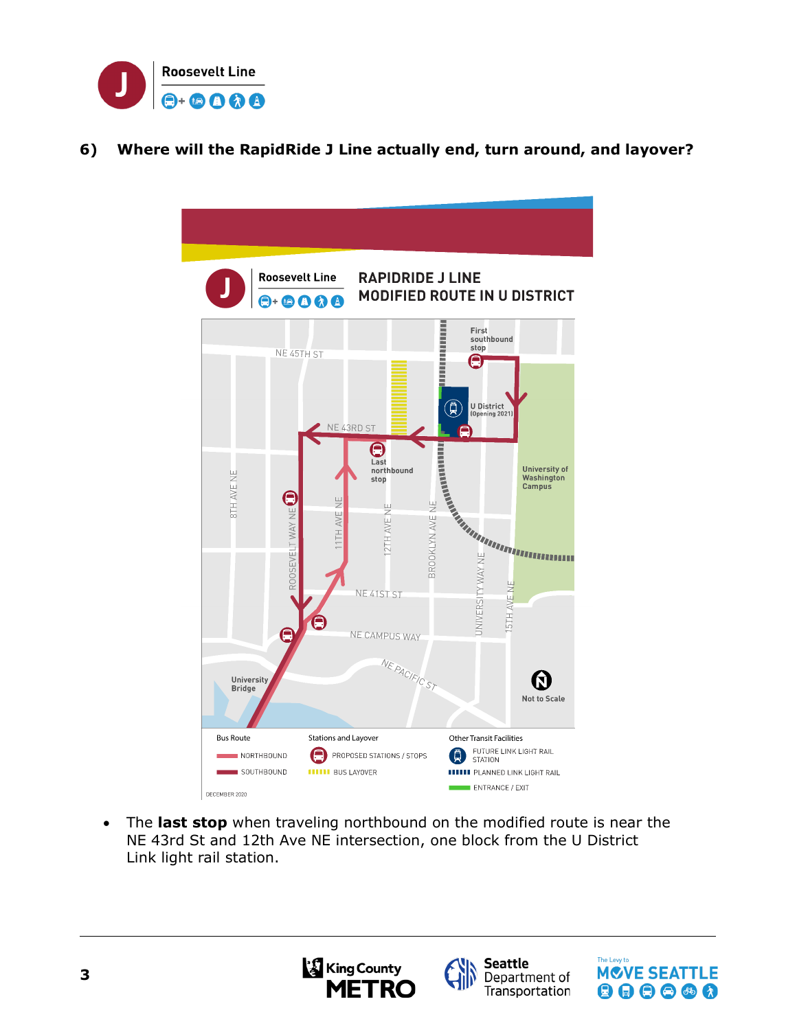**Roosevelt Line**

## 6) Where will the RapidRide J Line actually end, turn around, and layover?

**RAPIDRIDE J LINE**
**MODIFIED ROUTE IN U DISTRICT**

First southbound stop

U District (Opening 2021)

Last northbound stop

University of Washington Campus

NE 45TH ST

NE 43RD ST

NE 41ST ST

NE CAMPUS WAY

NE PACIFIC ST

8TH AVE NE

ROOSEVELT WAY NE

11TH AVE NE

12TH AVE NE

BROOKLYN AVE NE

UNIVERSITY WAY NE

15TH AVE NE

University Bridge

Not to Scale

Bus Route
- NORTHBOUND
- SOUTHBOUND

Stations and Layover
- PROPOSED STATIONS / STOPS
- BUS LAYOVER

Other Transit Facilities
- FUTURE LINK LIGHT RAIL STATION
- PLANNED LINK LIGHT RAIL
- ENTRANCE / EXIT

DECEMBER 2020

- The **last stop** when traveling northbound on the modified route is near the NE 43rd St and 12th Ave NE intersection, one block from the U District Link light rail station.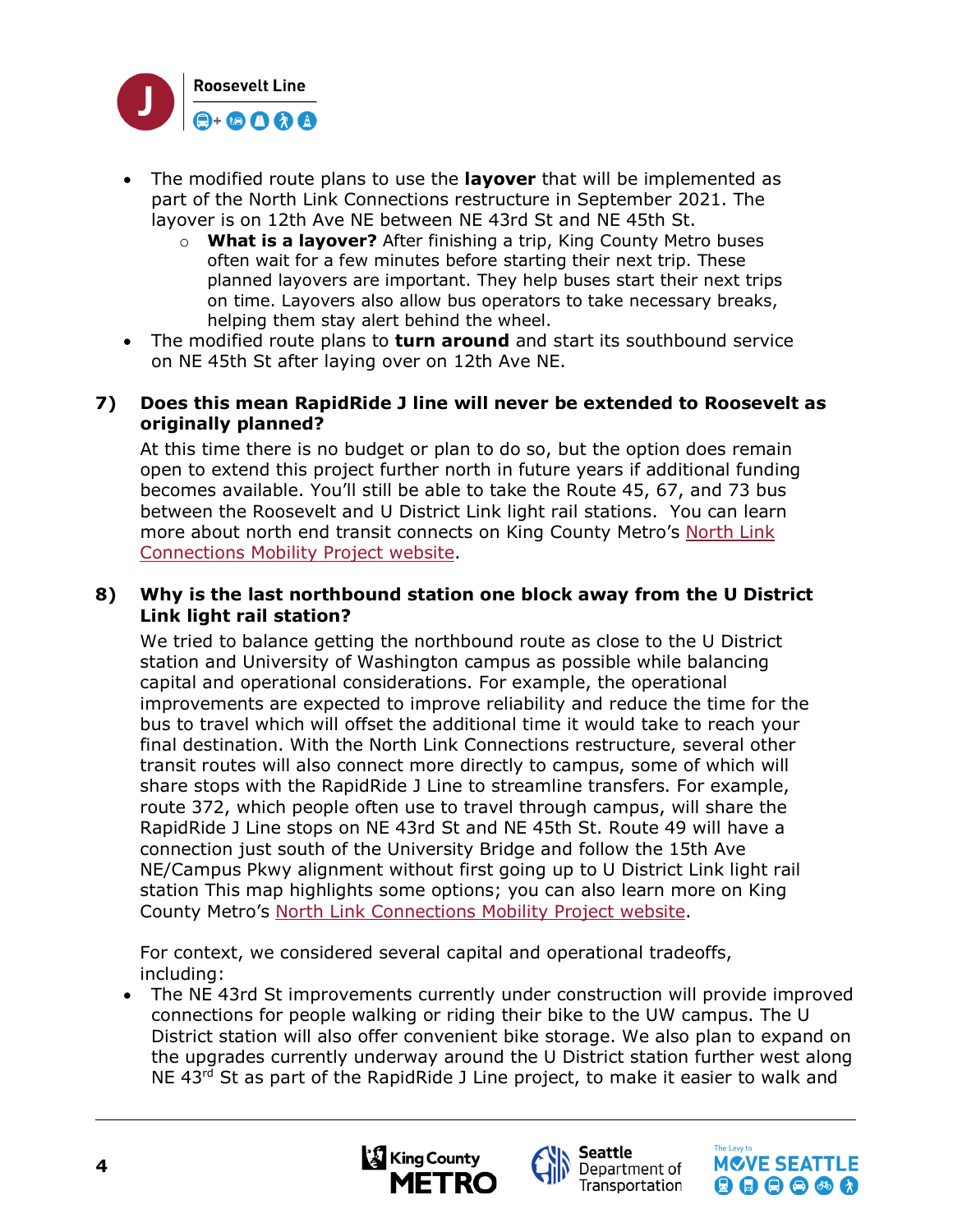- The modified route plans to use the **layover** that will be implemented as part of the North Link Connections restructure in September 2021. The layover is on 12th Ave NE between NE 43rd St and NE 45th St.
  - **What is a layover?** After finishing a trip, King County Metro buses often wait for a few minutes before starting their next trip. These planned layovers are important. They help buses start their next trips on time. Layovers also allow bus operators to take necessary breaks, helping them stay alert behind the wheel.
- The modified route plans to **turn around** and start its southbound service on NE 45th St after laying over on 12th Ave NE.

### 7) Does this mean RapidRide J line will never be extended to Roosevelt as originally planned?

At this time there is no budget or plan to do so, but the option does remain open to extend this project further north in future years if additional funding becomes available. You'll still be able to take the Route 45, 67, and 73 bus between the Roosevelt and U District Link light rail stations. You can learn more about north end transit connects on King County Metro's North Link Connections Mobility Project website.

### 8) Why is the last northbound station one block away from the U District Link light rail station?

We tried to balance getting the northbound route as close to the U District station and University of Washington campus as possible while balancing capital and operational considerations. For example, the operational improvements are expected to improve reliability and reduce the time for the bus to travel which will offset the additional time it would take to reach your final destination. With the North Link Connections restructure, several other transit routes will also connect more directly to campus, some of which will share stops with the RapidRide J Line to streamline transfers. For example, route 372, which people often use to travel through campus, will share the RapidRide J Line stops on NE 43rd St and NE 45th St. Route 49 will have a connection just south of the University Bridge and follow the 15th Ave NE/Campus Pkwy alignment without first going up to U District Link light rail station This map highlights some options; you can also learn more on King County Metro's North Link Connections Mobility Project website.

For context, we considered several capital and operational tradeoffs, including:

- The NE 43rd St improvements currently under construction will provide improved connections for people walking or riding their bike to the UW campus. The U District station will also offer convenient bike storage. We also plan to expand on the upgrades currently underway around the U District station further west along NE 43rd St as part of the RapidRide J Line project, to make it easier to walk and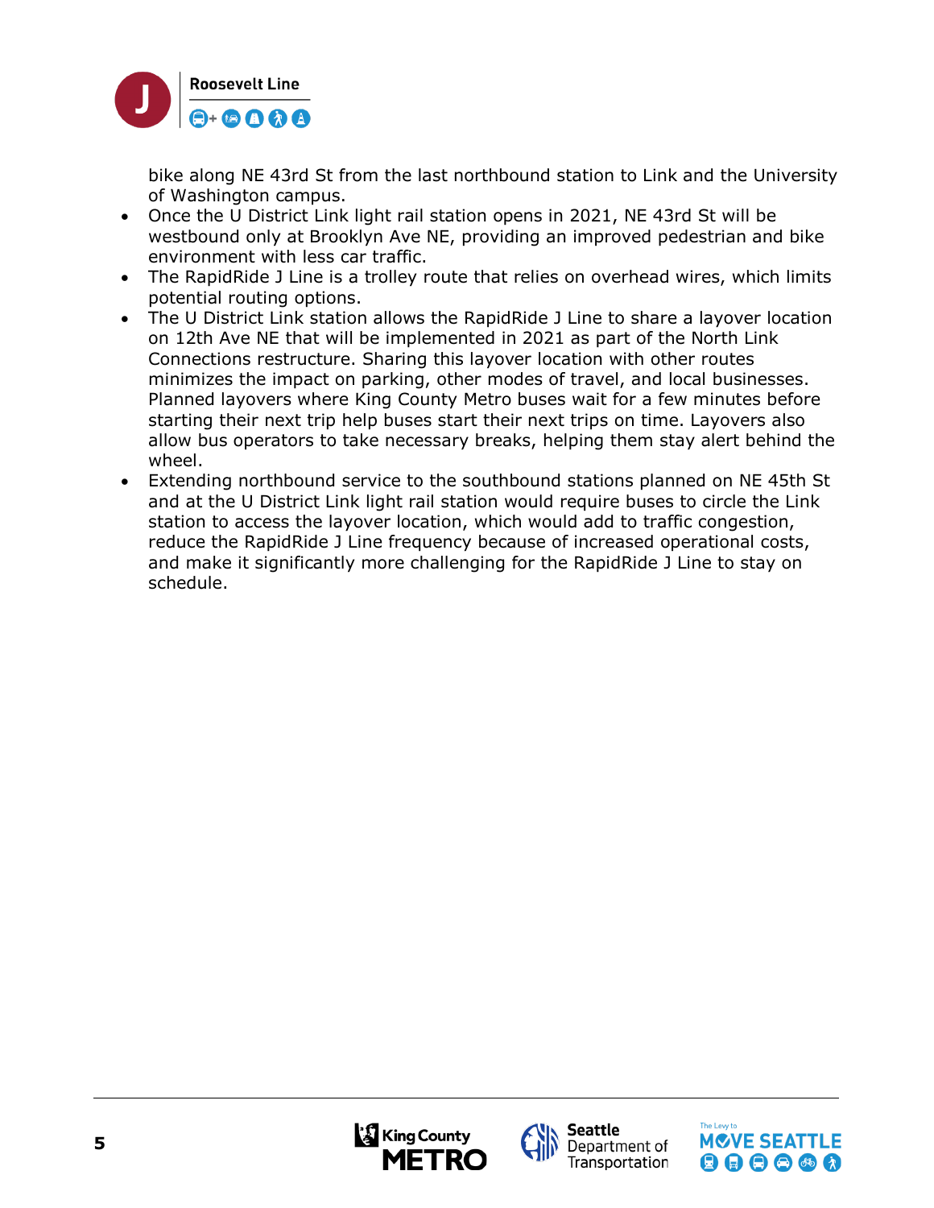bike along NE 43rd St from the last northbound station to Link and the University of Washington campus.

- Once the U District Link light rail station opens in 2021, NE 43rd St will be westbound only at Brooklyn Ave NE, providing an improved pedestrian and bike environment with less car traffic.
- The RapidRide J Line is a trolley route that relies on overhead wires, which limits potential routing options.
- The U District Link station allows the RapidRide J Line to share a layover location on 12th Ave NE that will be implemented in 2021 as part of the North Link Connections restructure. Sharing this layover location with other routes minimizes the impact on parking, other modes of travel, and local businesses. Planned layovers where King County Metro buses wait for a few minutes before starting their next trip help buses start their next trips on time. Layovers also allow bus operators to take necessary breaks, helping them stay alert behind the wheel.
- Extending northbound service to the southbound stations planned on NE 45th St and at the U District Link light rail station would require buses to circle the Link station to access the layover location, which would add to traffic congestion, reduce the RapidRide J Line frequency because of increased operational costs, and make it significantly more challenging for the RapidRide J Line to stay on schedule.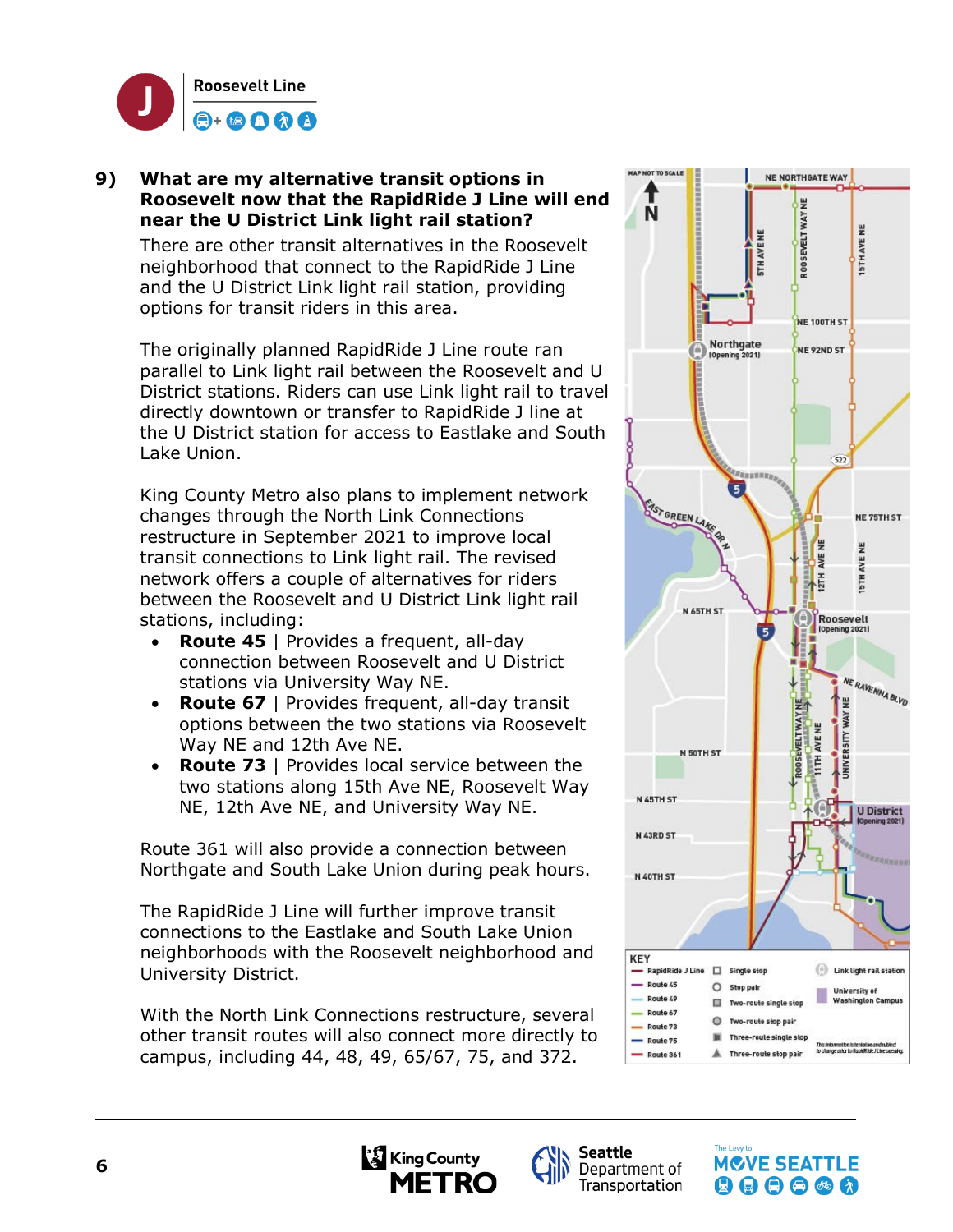**Roosevelt Line**

## 9) What are my alternative transit options in Roosevelt now that the RapidRide J Line will end near the U District Link light rail station?

There are other transit alternatives in the Roosevelt neighborhood that connect to the RapidRide J Line and the U District Link light rail station, providing options for transit riders in this area.

The originally planned RapidRide J Line route ran parallel to Link light rail between the Roosevelt and U District stations. Riders can use Link light rail to travel directly downtown or transfer to RapidRide J line at the U District station for access to Eastlake and South Lake Union.

King County Metro also plans to implement network changes through the North Link Connections restructure in September 2021 to improve local transit connections to Link light rail. The revised network offers a couple of alternatives for riders between the Roosevelt and U District Link light rail stations, including:

- **Route 45** | Provides a frequent, all-day connection between Roosevelt and U District stations via University Way NE.
- **Route 67** | Provides frequent, all-day transit options between the two stations via Roosevelt Way NE and 12th Ave NE.
- **Route 73** | Provides local service between the two stations along 15th Ave NE, Roosevelt Way NE, 12th Ave NE, and University Way NE.

Route 361 will also provide a connection between Northgate and South Lake Union during peak hours.

The RapidRide J Line will further improve transit connections to the Eastlake and South Lake Union neighborhoods with the Roosevelt neighborhood and University District.

With the North Link Connections restructure, several other transit routes will also connect more directly to campus, including 44, 48, 49, 65/67, 75, and 372.

MAP NOT TO SCALE

KEY: RapidRide J Line; Route 45; Route 49; Route 67; Route 73; Route 75; Route 361; Single stop; Stop pair; Two-route single stop; Two-route stop pair; Three-route single stop; Three-route stop pair; Link light rail station; University of Washington Campus

This information is tentative and subject to change prior to RapidRide J Line opening.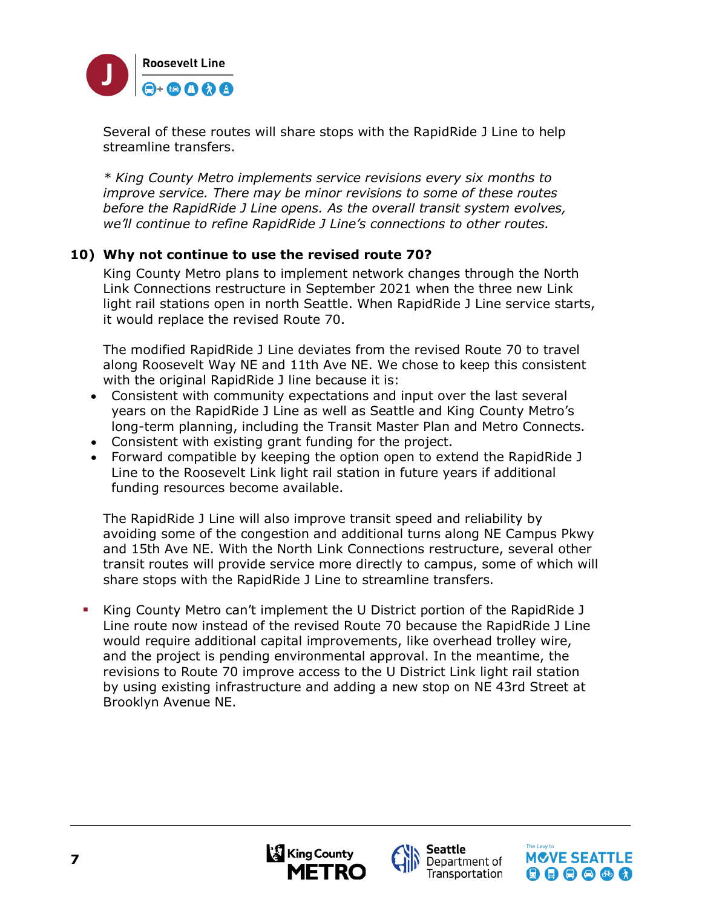Several of these routes will share stops with the RapidRide J Line to help streamline transfers.

*\* King County Metro implements service revisions every six months to improve service. There may be minor revisions to some of these routes before the RapidRide J Line opens. As the overall transit system evolves, we'll continue to refine RapidRide J Line's connections to other routes.*

### 10) Why not continue to use the revised route 70?

King County Metro plans to implement network changes through the North Link Connections restructure in September 2021 when the three new Link light rail stations open in north Seattle. When RapidRide J Line service starts, it would replace the revised Route 70.

The modified RapidRide J Line deviates from the revised Route 70 to travel along Roosevelt Way NE and 11th Ave NE. We chose to keep this consistent with the original RapidRide J line because it is:

- Consistent with community expectations and input over the last several years on the RapidRide J Line as well as Seattle and King County Metro's long-term planning, including the Transit Master Plan and Metro Connects.
- Consistent with existing grant funding for the project.
- Forward compatible by keeping the option open to extend the RapidRide J Line to the Roosevelt Link light rail station in future years if additional funding resources become available.

The RapidRide J Line will also improve transit speed and reliability by avoiding some of the congestion and additional turns along NE Campus Pkwy and 15th Ave NE. With the North Link Connections restructure, several other transit routes will provide service more directly to campus, some of which will share stops with the RapidRide J Line to streamline transfers.

- King County Metro can't implement the U District portion of the RapidRide J Line route now instead of the revised Route 70 because the RapidRide J Line would require additional capital improvements, like overhead trolley wire, and the project is pending environmental approval. In the meantime, the revisions to Route 70 improve access to the U District Link light rail station by using existing infrastructure and adding a new stop on NE 43rd Street at Brooklyn Avenue NE.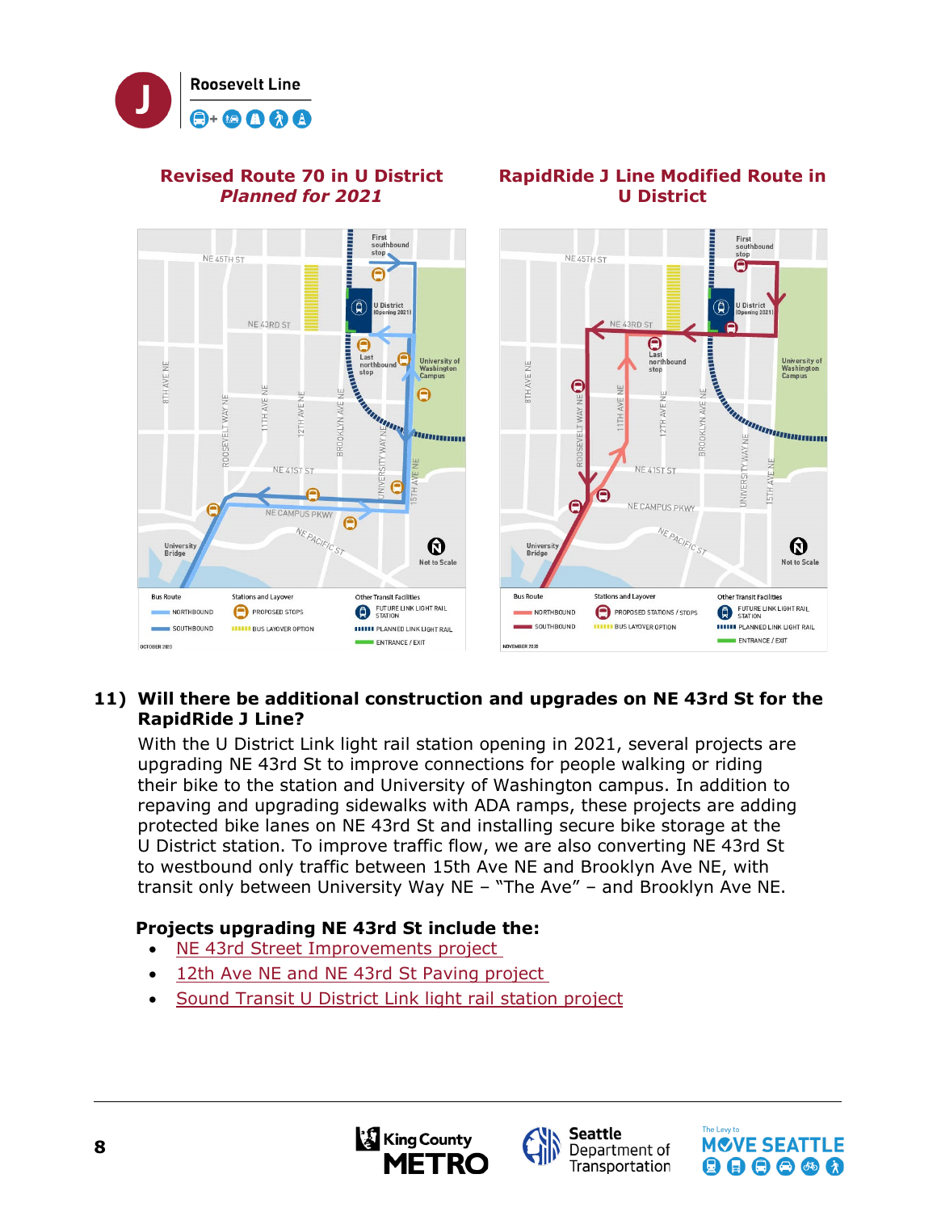## Revised Route 70 in U District *Planned for 2021*

## RapidRide J Line Modified Route in U District

### 11) Will there be additional construction and upgrades on NE 43rd St for the RapidRide J Line?

With the U District Link light rail station opening in 2021, several projects are upgrading NE 43rd St to improve connections for people walking or riding their bike to the station and University of Washington campus. In addition to repaving and upgrading sidewalks with ADA ramps, these projects are adding protected bike lanes on NE 43rd St and installing secure bike storage at the U District station. To improve traffic flow, we are also converting NE 43rd St to westbound only traffic between 15th Ave NE and Brooklyn Ave NE, with transit only between University Way NE – "The Ave" – and Brooklyn Ave NE.

**Projects upgrading NE 43rd St include the:**

- NE 43rd Street Improvements project
- 12th Ave NE and NE 43rd St Paving project
- Sound Transit U District Link light rail station project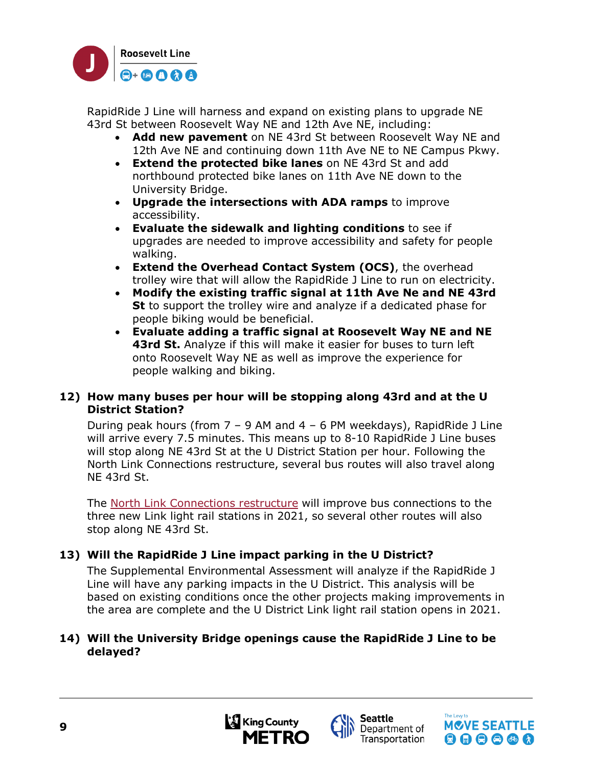RapidRide J Line will harness and expand on existing plans to upgrade NE 43rd St between Roosevelt Way NE and 12th Ave NE, including:

- **Add new pavement** on NE 43rd St between Roosevelt Way NE and 12th Ave NE and continuing down 11th Ave NE to NE Campus Pkwy.
- **Extend the protected bike lanes** on NE 43rd St and add northbound protected bike lanes on 11th Ave NE down to the University Bridge.
- **Upgrade the intersections with ADA ramps** to improve accessibility.
- **Evaluate the sidewalk and lighting conditions** to see if upgrades are needed to improve accessibility and safety for people walking.
- **Extend the Overhead Contact System (OCS)**, the overhead trolley wire that will allow the RapidRide J Line to run on electricity.
- **Modify the existing traffic signal at 11th Ave Ne and NE 43rd St** to support the trolley wire and analyze if a dedicated phase for people biking would be beneficial.
- **Evaluate adding a traffic signal at Roosevelt Way NE and NE 43rd St.** Analyze if this will make it easier for buses to turn left onto Roosevelt Way NE as well as improve the experience for people walking and biking.

**12) How many buses per hour will be stopping along 43rd and at the U District Station?**

During peak hours (from 7 – 9 AM and 4 – 6 PM weekdays), RapidRide J Line will arrive every 7.5 minutes. This means up to 8-10 RapidRide J Line buses will stop along NE 43rd St at the U District Station per hour. Following the North Link Connections restructure, several bus routes will also travel along NE 43rd St.

The North Link Connections restructure will improve bus connections to the three new Link light rail stations in 2021, so several other routes will also stop along NE 43rd St.

**13) Will the RapidRide J Line impact parking in the U District?**

The Supplemental Environmental Assessment will analyze if the RapidRide J Line will have any parking impacts in the U District. This analysis will be based on existing conditions once the other projects making improvements in the area are complete and the U District Link light rail station opens in 2021.

**14) Will the University Bridge openings cause the RapidRide J Line to be delayed?**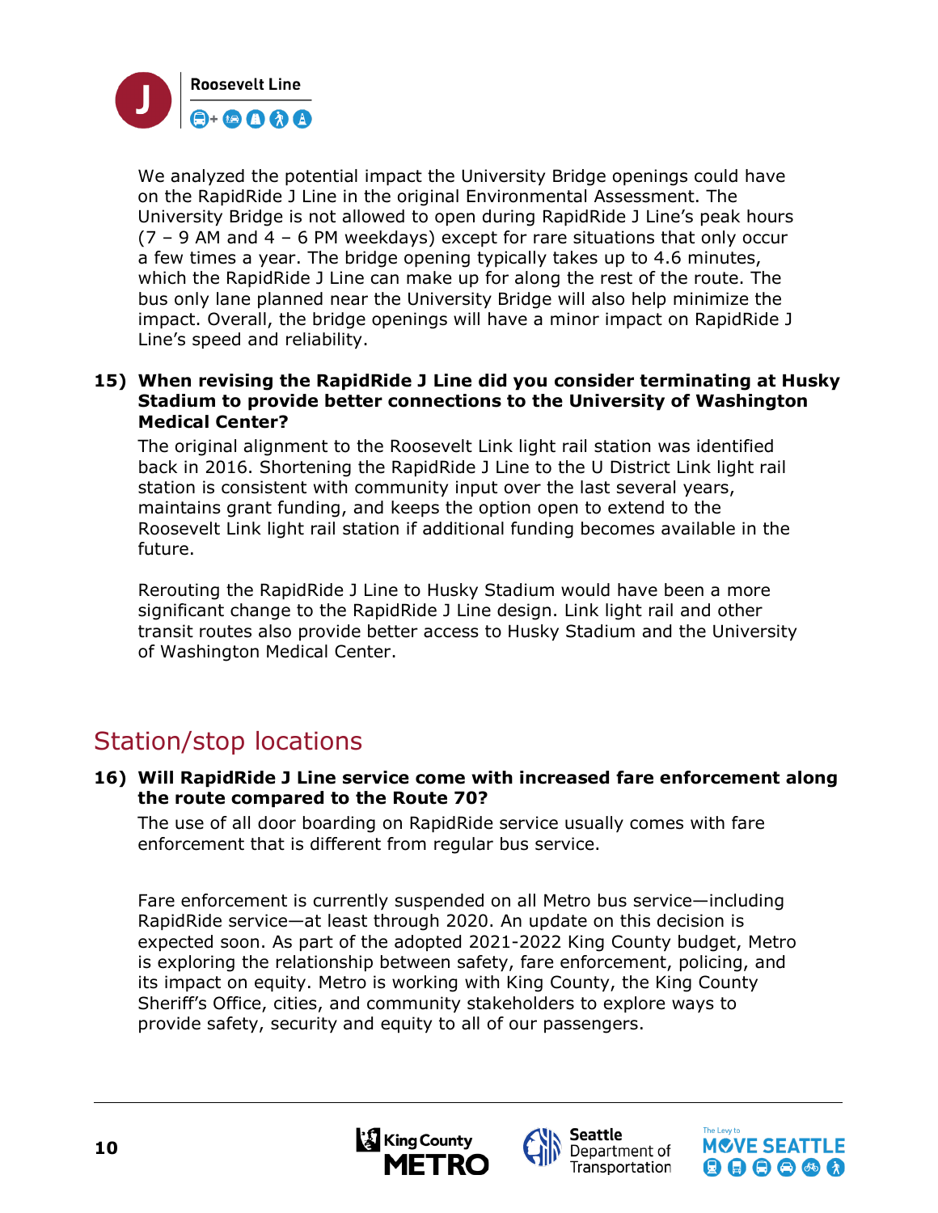We analyzed the potential impact the University Bridge openings could have on the RapidRide J Line in the original Environmental Assessment. The University Bridge is not allowed to open during RapidRide J Line's peak hours (7 – 9 AM and 4 – 6 PM weekdays) except for rare situations that only occur a few times a year. The bridge opening typically takes up to 4.6 minutes, which the RapidRide J Line can make up for along the rest of the route. The bus only lane planned near the University Bridge will also help minimize the impact. Overall, the bridge openings will have a minor impact on RapidRide J Line's speed and reliability.

**15) When revising the RapidRide J Line did you consider terminating at Husky Stadium to provide better connections to the University of Washington Medical Center?**

The original alignment to the Roosevelt Link light rail station was identified back in 2016. Shortening the RapidRide J Line to the U District Link light rail station is consistent with community input over the last several years, maintains grant funding, and keeps the option open to extend to the Roosevelt Link light rail station if additional funding becomes available in the future.

Rerouting the RapidRide J Line to Husky Stadium would have been a more significant change to the RapidRide J Line design. Link light rail and other transit routes also provide better access to Husky Stadium and the University of Washington Medical Center.

## Station/stop locations

**16) Will RapidRide J Line service come with increased fare enforcement along the route compared to the Route 70?**

The use of all door boarding on RapidRide service usually comes with fare enforcement that is different from regular bus service.

Fare enforcement is currently suspended on all Metro bus service—including RapidRide service—at least through 2020. An update on this decision is expected soon. As part of the adopted 2021-2022 King County budget, Metro is exploring the relationship between safety, fare enforcement, policing, and its impact on equity. Metro is working with King County, the King County Sheriff's Office, cities, and community stakeholders to explore ways to provide safety, security and equity to all of our passengers.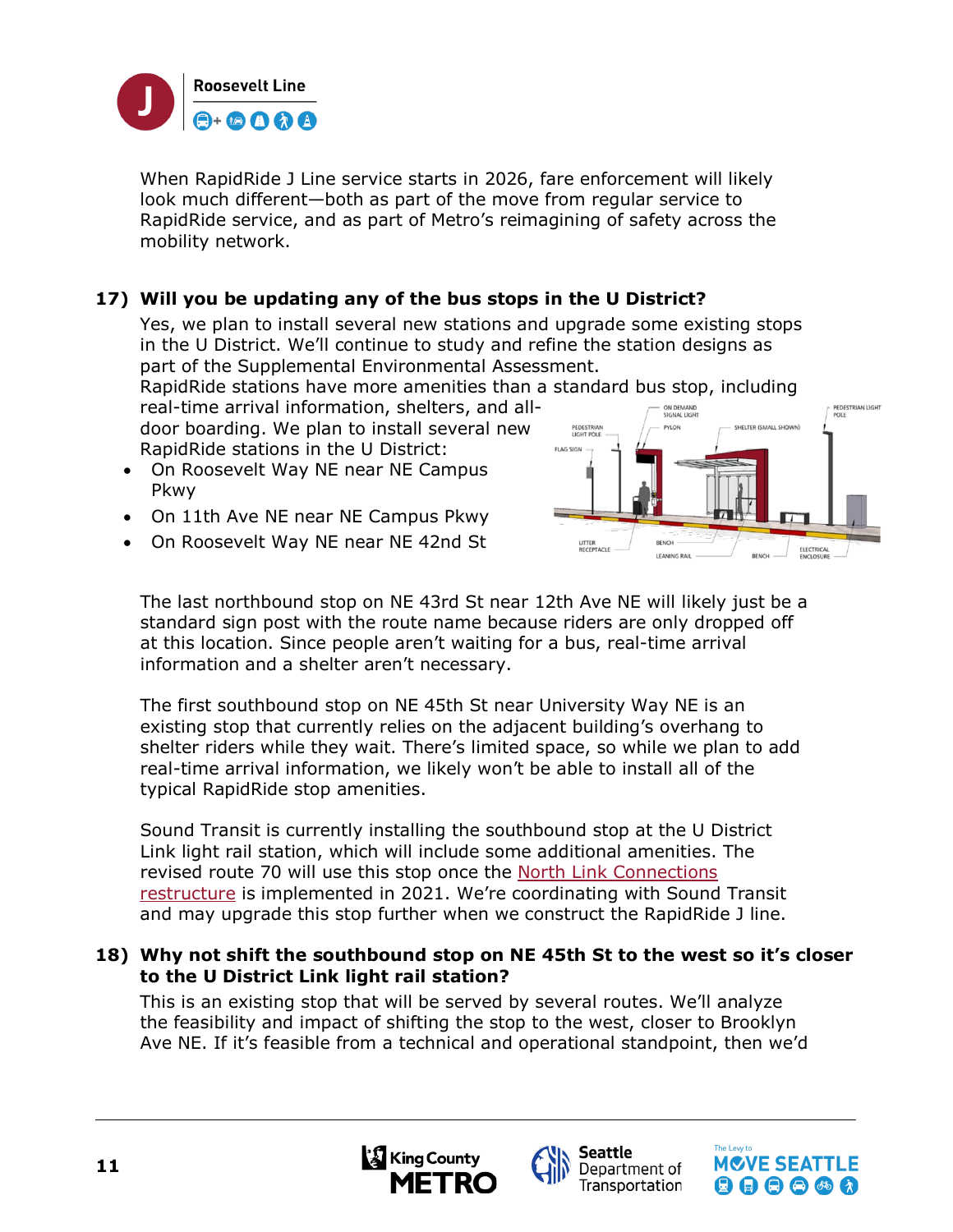When RapidRide J Line service starts in 2026, fare enforcement will likely look much different—both as part of the move from regular service to RapidRide service, and as part of Metro's reimagining of safety across the mobility network.

### 17) Will you be updating any of the bus stops in the U District?

Yes, we plan to install several new stations and upgrade some existing stops in the U District. We'll continue to study and refine the station designs as part of the Supplemental Environmental Assessment.

RapidRide stations have more amenities than a standard bus stop, including real-time arrival information, shelters, and all-door boarding. We plan to install several new RapidRide stations in the U District:

- On Roosevelt Way NE near NE Campus Pkwy
- On 11th Ave NE near NE Campus Pkwy
- On Roosevelt Way NE near NE 42nd St

The last northbound stop on NE 43rd St near 12th Ave NE will likely just be a standard sign post with the route name because riders are only dropped off at this location. Since people aren't waiting for a bus, real-time arrival information and a shelter aren't necessary.

The first southbound stop on NE 45th St near University Way NE is an existing stop that currently relies on the adjacent building's overhang to shelter riders while they wait. There's limited space, so while we plan to add real-time arrival information, we likely won't be able to install all of the typical RapidRide stop amenities.

Sound Transit is currently installing the southbound stop at the U District Link light rail station, which will include some additional amenities. The revised route 70 will use this stop once the North Link Connections restructure is implemented in 2021. We're coordinating with Sound Transit and may upgrade this stop further when we construct the RapidRide J line.

### 18) Why not shift the southbound stop on NE 45th St to the west so it's closer to the U District Link light rail station?

This is an existing stop that will be served by several routes. We'll analyze the feasibility and impact of shifting the stop to the west, closer to Brooklyn Ave NE. If it's feasible from a technical and operational standpoint, then we'd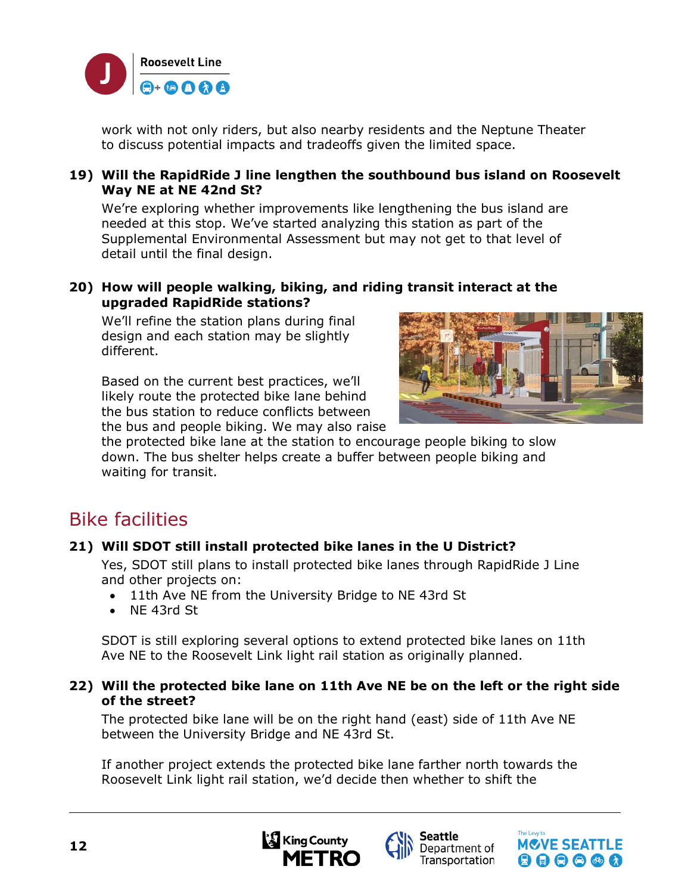work with not only riders, but also nearby residents and the Neptune Theater to discuss potential impacts and tradeoffs given the limited space.

### 19) Will the RapidRide J line lengthen the southbound bus island on Roosevelt Way NE at NE 42nd St?

We're exploring whether improvements like lengthening the bus island are needed at this stop. We've started analyzing this station as part of the Supplemental Environmental Assessment but may not get to that level of detail until the final design.

### 20) How will people walking, biking, and riding transit interact at the upgraded RapidRide stations?

We'll refine the station plans during final design and each station may be slightly different.

Based on the current best practices, we'll likely route the protected bike lane behind the bus station to reduce conflicts between the bus and people biking. We may also raise the protected bike lane at the station to encourage people biking to slow down. The bus shelter helps create a buffer between people biking and waiting for transit.

## Bike facilities

### 21) Will SDOT still install protected bike lanes in the U District?

Yes, SDOT still plans to install protected bike lanes through RapidRide J Line and other projects on:

- 11th Ave NE from the University Bridge to NE 43rd St
- NE 43rd St

SDOT is still exploring several options to extend protected bike lanes on 11th Ave NE to the Roosevelt Link light rail station as originally planned.

### 22) Will the protected bike lane on 11th Ave NE be on the left or the right side of the street?

The protected bike lane will be on the right hand (east) side of 11th Ave NE between the University Bridge and NE 43rd St.

If another project extends the protected bike lane farther north towards the Roosevelt Link light rail station, we'd decide then whether to shift the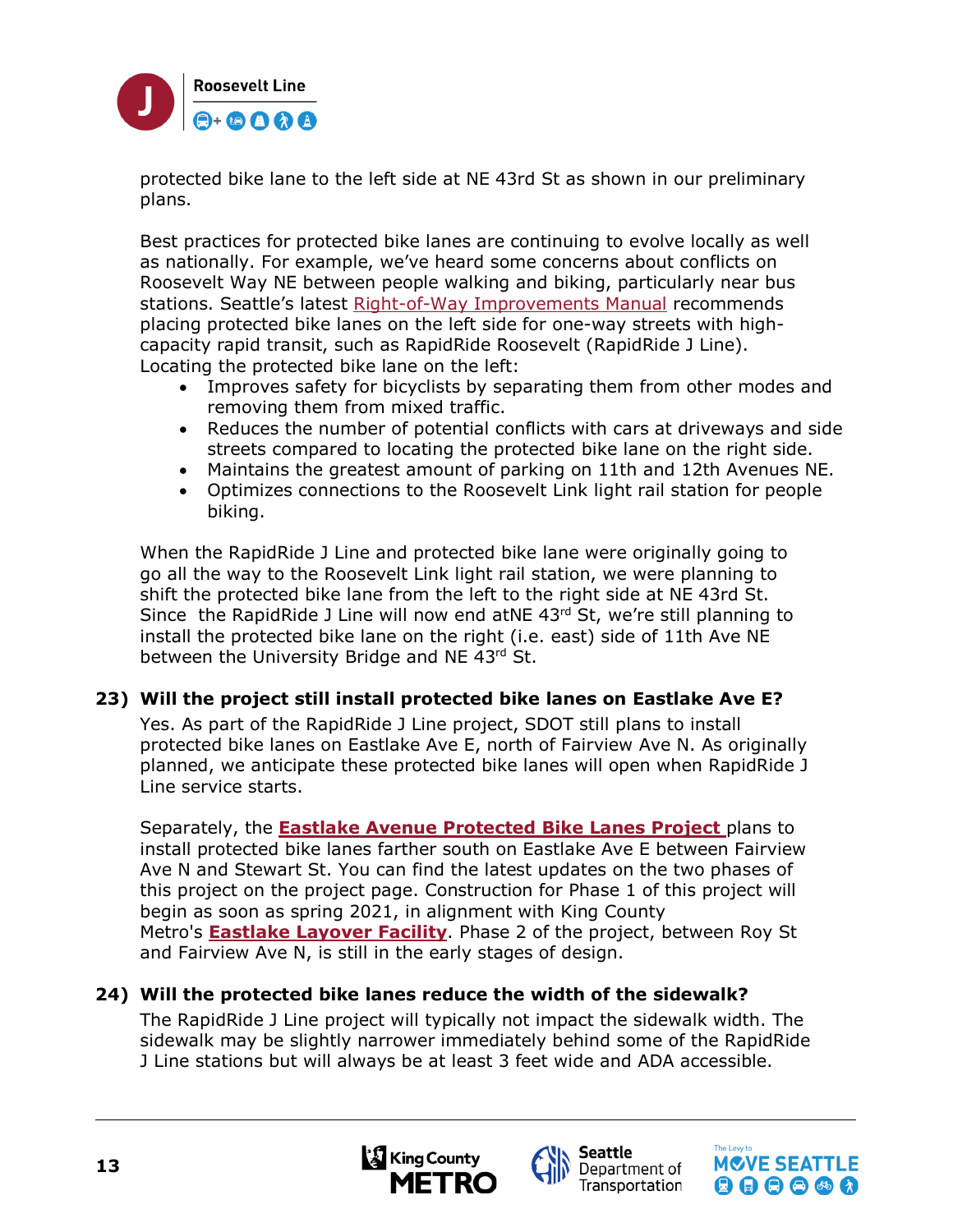protected bike lane to the left side at NE 43rd St as shown in our preliminary plans.

Best practices for protected bike lanes are continuing to evolve locally as well as nationally. For example, we've heard some concerns about conflicts on Roosevelt Way NE between people walking and biking, particularly near bus stations. Seattle's latest Right-of-Way Improvements Manual recommends placing protected bike lanes on the left side for one-way streets with high-capacity rapid transit, such as RapidRide Roosevelt (RapidRide J Line). Locating the protected bike lane on the left:

- Improves safety for bicyclists by separating them from other modes and removing them from mixed traffic.
- Reduces the number of potential conflicts with cars at driveways and side streets compared to locating the protected bike lane on the right side.
- Maintains the greatest amount of parking on 11th and 12th Avenues NE.
- Optimizes connections to the Roosevelt Link light rail station for people biking.

When the RapidRide J Line and protected bike lane were originally going to go all the way to the Roosevelt Link light rail station, we were planning to shift the protected bike lane from the left to the right side at NE 43rd St. Since the RapidRide J Line will now end atNE 43rd St, we're still planning to install the protected bike lane on the right (i.e. east) side of 11th Ave NE between the University Bridge and NE 43rd St.

**23) Will the project still install protected bike lanes on Eastlake Ave E?**

Yes. As part of the RapidRide J Line project, SDOT still plans to install protected bike lanes on Eastlake Ave E, north of Fairview Ave N. As originally planned, we anticipate these protected bike lanes will open when RapidRide J Line service starts.

Separately, the **Eastlake Avenue Protected Bike Lanes Project** plans to install protected bike lanes farther south on Eastlake Ave E between Fairview Ave N and Stewart St. You can find the latest updates on the two phases of this project on the project page. Construction for Phase 1 of this project will begin as soon as spring 2021, in alignment with King County Metro's **Eastlake Layover Facility**. Phase 2 of the project, between Roy St and Fairview Ave N, is still in the early stages of design.

**24) Will the protected bike lanes reduce the width of the sidewalk?**

The RapidRide J Line project will typically not impact the sidewalk width. The sidewalk may be slightly narrower immediately behind some of the RapidRide J Line stations but will always be at least 3 feet wide and ADA accessible.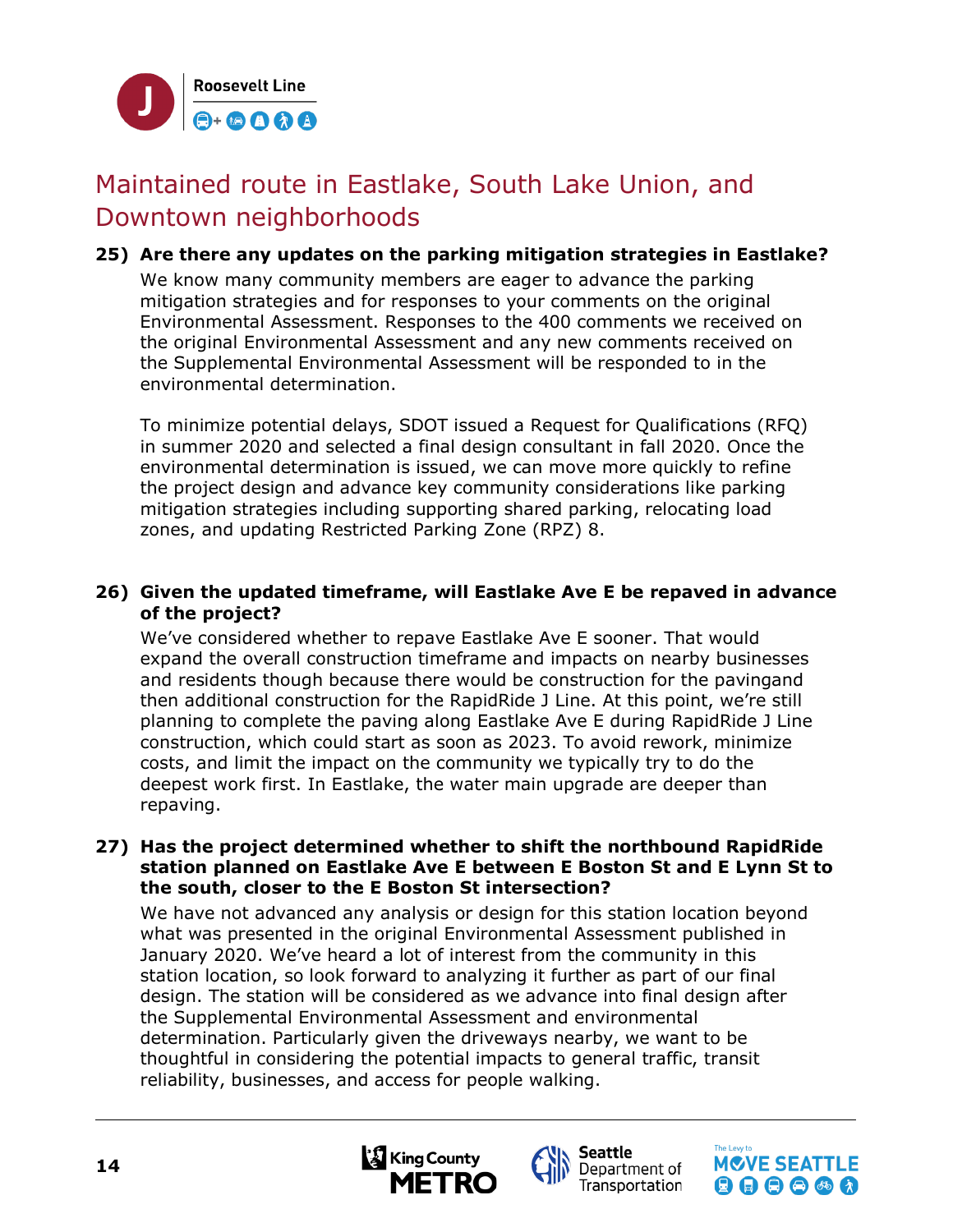## Maintained route in Eastlake, South Lake Union, and Downtown neighborhoods

**25) Are there any updates on the parking mitigation strategies in Eastlake?**

We know many community members are eager to advance the parking mitigation strategies and for responses to your comments on the original Environmental Assessment. Responses to the 400 comments we received on the original Environmental Assessment and any new comments received on the Supplemental Environmental Assessment will be responded to in the environmental determination.

To minimize potential delays, SDOT issued a Request for Qualifications (RFQ) in summer 2020 and selected a final design consultant in fall 2020. Once the environmental determination is issued, we can move more quickly to refine the project design and advance key community considerations like parking mitigation strategies including supporting shared parking, relocating load zones, and updating Restricted Parking Zone (RPZ) 8.

**26) Given the updated timeframe, will Eastlake Ave E be repaved in advance of the project?**

We've considered whether to repave Eastlake Ave E sooner. That would expand the overall construction timeframe and impacts on nearby businesses and residents though because there would be construction for the pavingand then additional construction for the RapidRide J Line. At this point, we're still planning to complete the paving along Eastlake Ave E during RapidRide J Line construction, which could start as soon as 2023. To avoid rework, minimize costs, and limit the impact on the community we typically try to do the deepest work first. In Eastlake, the water main upgrade are deeper than repaving.

**27) Has the project determined whether to shift the northbound RapidRide station planned on Eastlake Ave E between E Boston St and E Lynn St to the south, closer to the E Boston St intersection?**

We have not advanced any analysis or design for this station location beyond what was presented in the original Environmental Assessment published in January 2020. We've heard a lot of interest from the community in this station location, so look forward to analyzing it further as part of our final design. The station will be considered as we advance into final design after the Supplemental Environmental Assessment and environmental determination. Particularly given the driveways nearby, we want to be thoughtful in considering the potential impacts to general traffic, transit reliability, businesses, and access for people walking.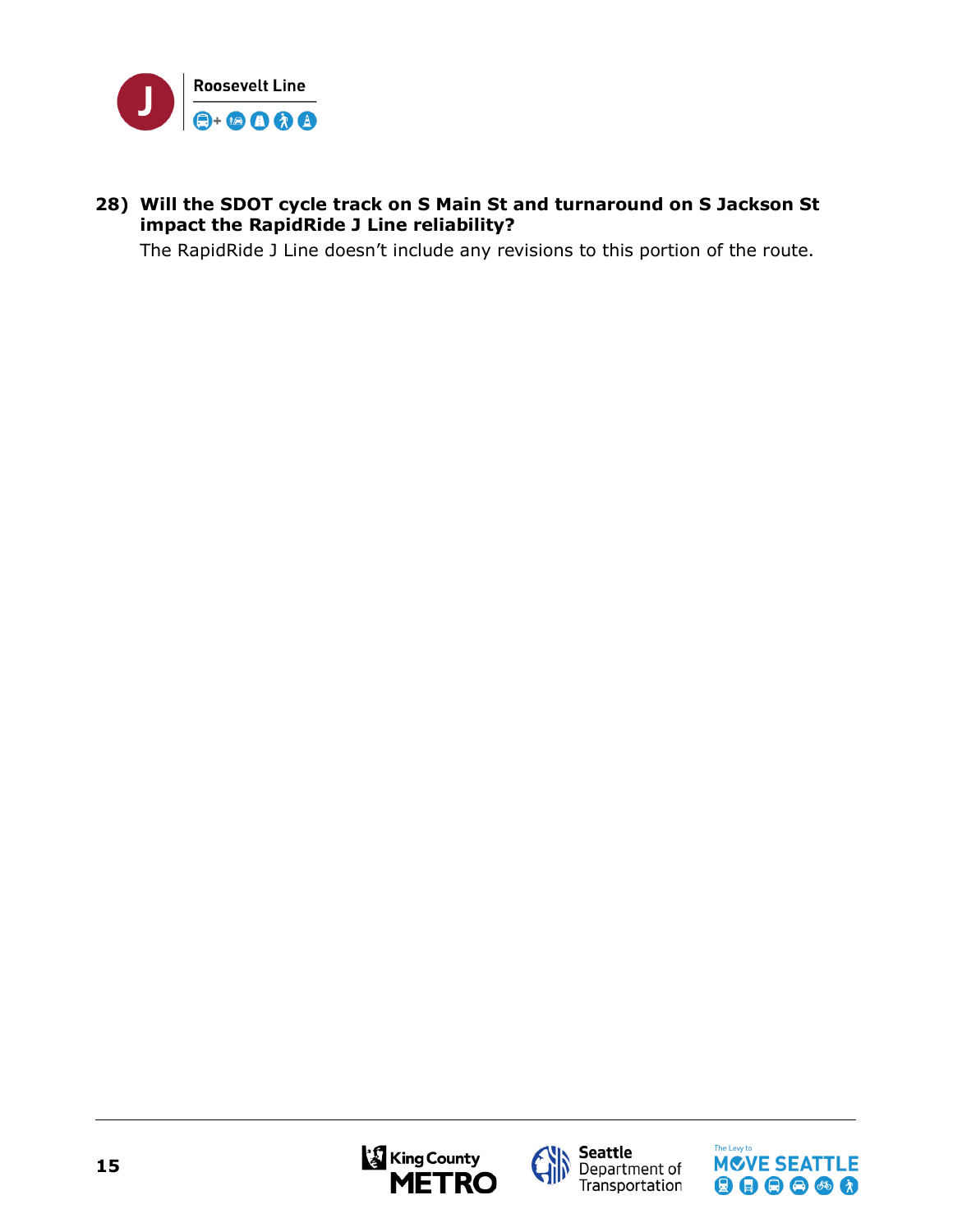**28) Will the SDOT cycle track on S Main St and turnaround on S Jackson St impact the RapidRide J Line reliability?**

The RapidRide J Line doesn't include any revisions to this portion of the route.